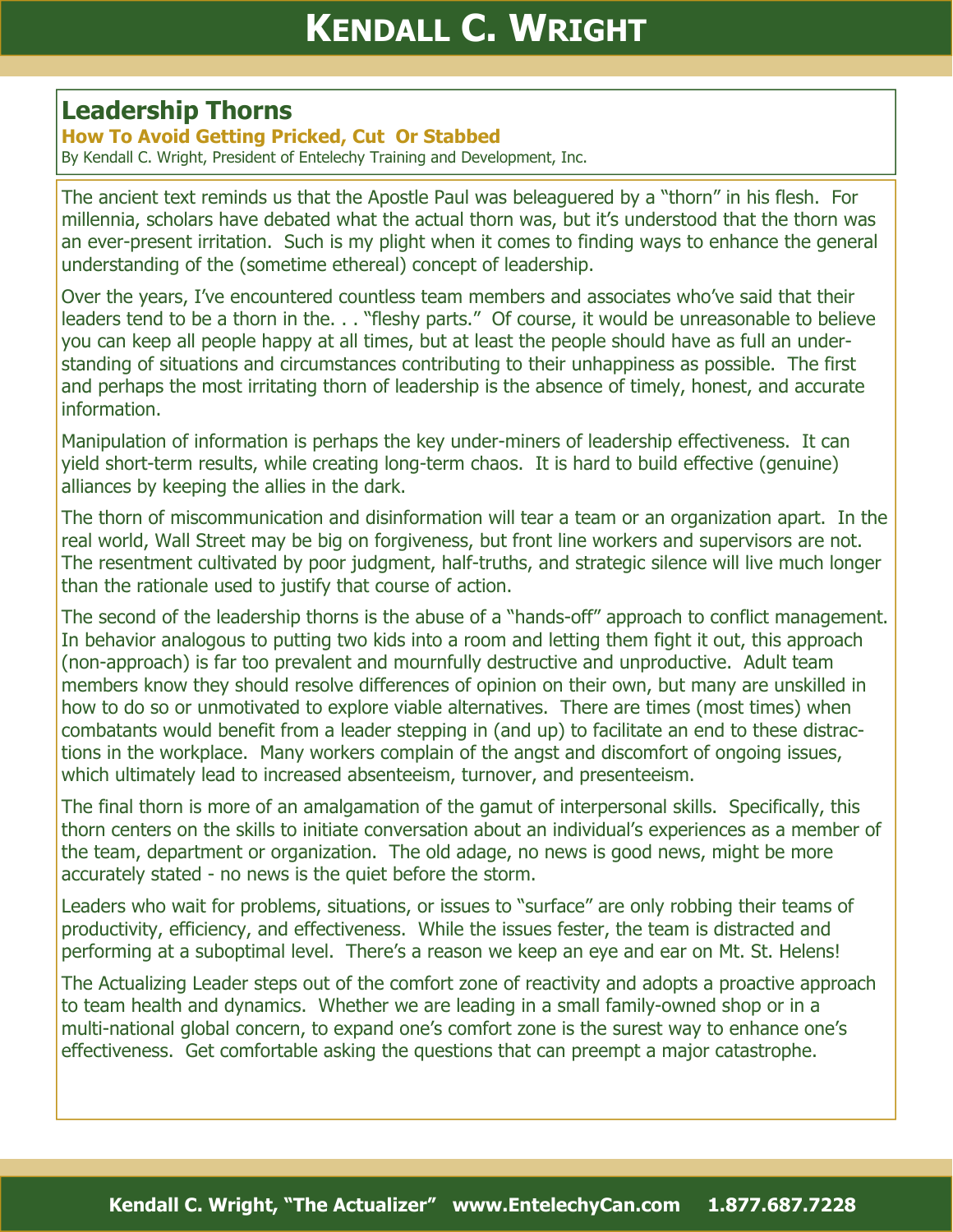# Leadership Thorns

### How To Avoid Getting Pricked, Cut Or Stabbed

By Kendall C. Wright, President of Entelechy Training and Development, Inc.

The ancient text reminds us that the Apostle Paul was beleaguered by a "thorn" in his flesh. For millennia, scholars have debated what the actual thorn was, but it's understood that the thorn was an ever-present irritation. Such is my plight when it comes to finding ways to enhance the general understanding of the (sometime ethereal) concept of leadership.

Over the years, I've encountered countless team members and associates who've said that their leaders tend to be a thorn in the. . . "fleshy parts." Of course, it would be unreasonable to believe you can keep all people happy at all times, but at least the people should have as full an understanding of situations and circumstances contributing to their unhappiness as possible. The first and perhaps the most irritating thorn of leadership is the absence of timely, honest, and accurate information.

Manipulation of information is perhaps the key under-miners of leadership effectiveness. It can yield short-term results, while creating long-term chaos. It is hard to build effective (genuine) alliances by keeping the allies in the dark.

The thorn of miscommunication and disinformation will tear a team or an organization apart. In the real world, Wall Street may be big on forgiveness, but front line workers and supervisors are not. The resentment cultivated by poor judgment, half-truths, and strategic silence will live much longer than the rationale used to justify that course of action.

The second of the leadership thorns is the abuse of a "hands-off" approach to conflict management. In behavior analogous to putting two kids into a room and letting them fight it out, this approach (non-approach) is far too prevalent and mournfully destructive and unproductive. Adult team members know they should resolve differences of opinion on their own, but many are unskilled in how to do so or unmotivated to explore viable alternatives. There are times (most times) when combatants would benefit from a leader stepping in (and up) to facilitate an end to these distractions in the workplace. Many workers complain of the angst and discomfort of ongoing issues, which ultimately lead to increased absenteeism, turnover, and presenteeism.

The final thorn is more of an amalgamation of the gamut of interpersonal skills. Specifically, this thorn centers on the skills to initiate conversation about an individual's experiences as a member of the team, department or organization. The old adage, no news is good news, might be more accurately stated - no news is the quiet before the storm.

Leaders who wait for problems, situations, or issues to "surface" are only robbing their teams of productivity, efficiency, and effectiveness. While the issues fester, the team is distracted and performing at a suboptimal level. There's a reason we keep an eye and ear on Mt. St. Helens!

The Actualizing Leader steps out of the comfort zone of reactivity and adopts a proactive approach to team health and dynamics. Whether we are leading in a small family-owned shop or in a multi-national global concern, to expand one's comfort zone is the surest way to enhance one's effectiveness. Get comfortable asking the questions that can preempt a major catastrophe.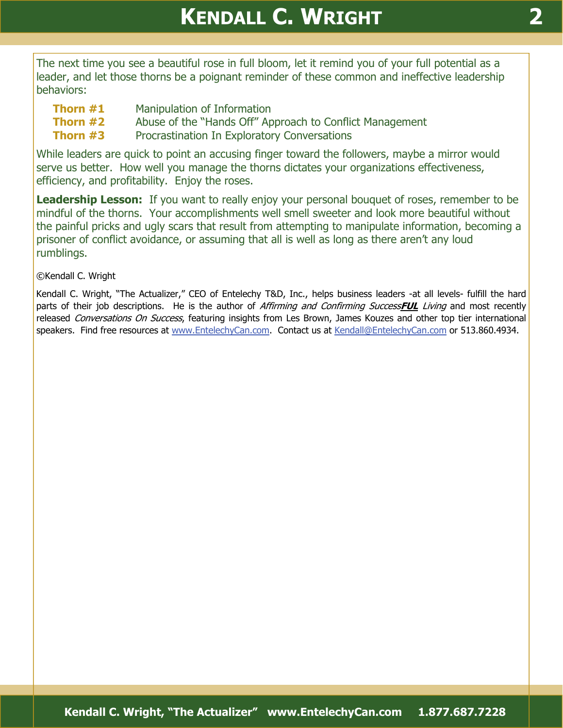The next time you see a beautiful rose in full bloom, let it remind you of your full potential as a leader, and let those thorns be a poignant reminder of these common and ineffective leadership behaviors:

**Thorn #1** Manipulation of Information
**Thorn #2** Abuse of the "Hands Off" Approach to Conflict Management
**Thorn #3** Procrastination In Exploratory Conversations

While leaders are quick to point an accusing finger toward the followers, maybe a mirror would serve us better. How well you manage the thorns dictates your organizations effectiveness, efficiency, and profitability. Enjoy the roses.

**Leadership Lesson:** If you want to really enjoy your personal bouquet of roses, remember to be mindful of the thorns. Your accomplishments well smell sweeter and look more beautiful without the painful pricks and ugly scars that result from attempting to manipulate information, becoming a prisoner of conflict avoidance, or assuming that all is well as long as there aren't any loud rumblings.

©Kendall C. Wright

Kendall C. Wright, "The Actualizer," CEO of Entelechy T&D, Inc., helps business leaders -at all levels- fulfill the hard parts of their job descriptions. He is the author of *Affirming and Confirming Success**FUL** Living* and most recently released *Conversations On Success*, featuring insights from Les Brown, James Kouzes and other top tier international speakers. Find free resources at www.EntelechyCan.com. Contact us at Kendall@EntelechyCan.com or 513.860.4934.